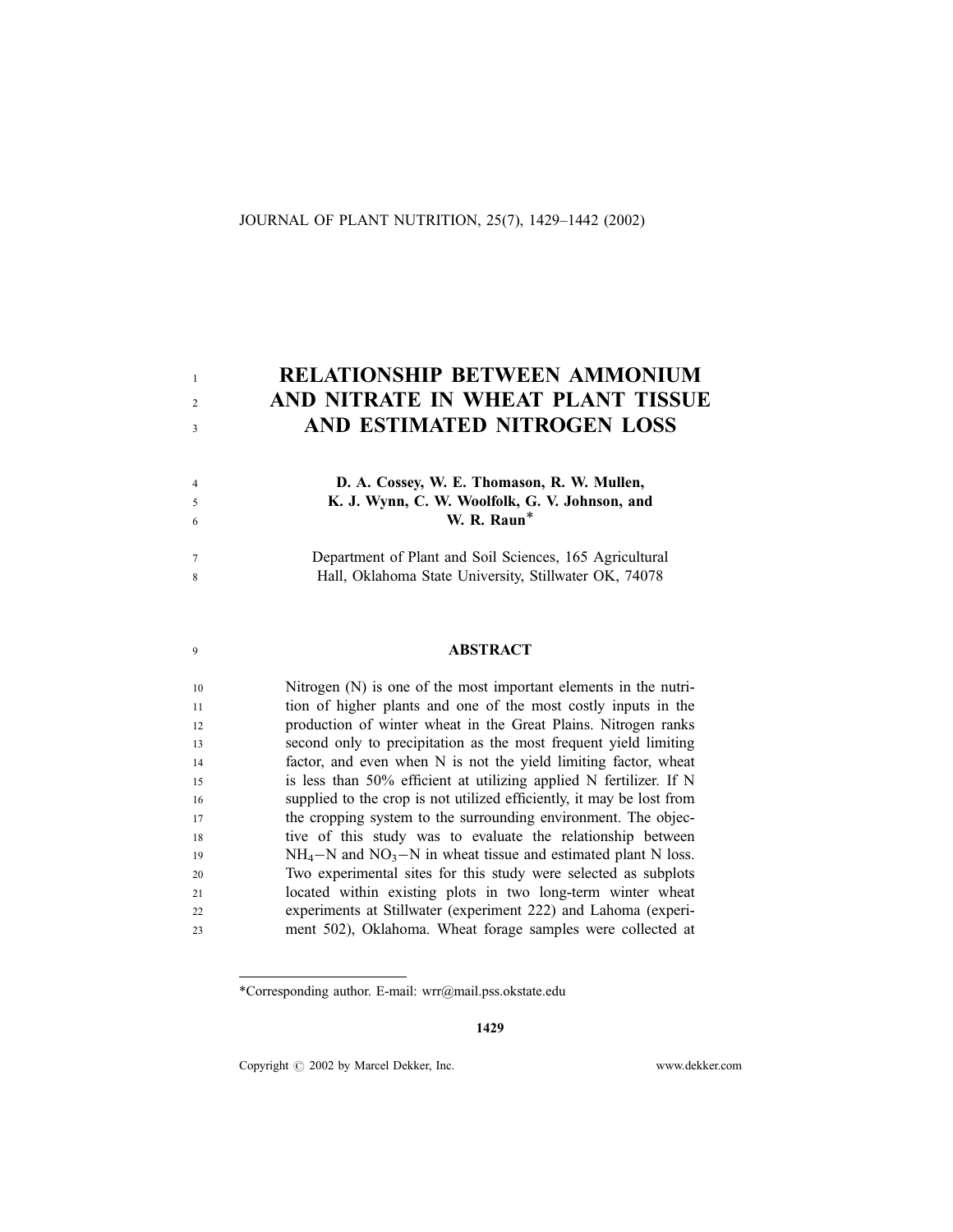# RELATIONSHIP BETWEEN AMMONIUM AND NITRATE IN WHEAT PLANT TISSUE AND ESTIMATED NITROGEN LOSS

**D. A. Cossey, W. E. Thomason, R. W. Mullen, K. J. Wynn, C. W. Woolfolk, G. V. Johnson, and W. R. Raun***

Department of Plant and Soil Sciences, 165 Agricultural Hall, Oklahoma State University, Stillwater OK, 74078

## ABSTRACT

Nitrogen (N) is one of the most important elements in the nutrition of higher plants and one of the most costly inputs in the production of winter wheat in the Great Plains. Nitrogen ranks second only to precipitation as the most frequent yield limiting factor, and even when N is not the yield limiting factor, wheat is less than 50% efficient at utilizing applied N fertilizer. If N supplied to the crop is not utilized efficiently, it may be lost from the cropping system to the surrounding environment. The objective of this study was to evaluate the relationship between $NH_4$−N and $NO_3$−N in wheat tissue and estimated plant N loss. Two experimental sites for this study were selected as subplots located within existing plots in two long-term winter wheat experiments at Stillwater (experiment 222) and Lahoma (experiment 502), Oklahoma. Wheat forage samples were collected at

*Corresponding author. E-mail: wrr@mail.pss.okstate.edu

Copyright © 2002 by Marcel Dekker, Inc. www.dekker.com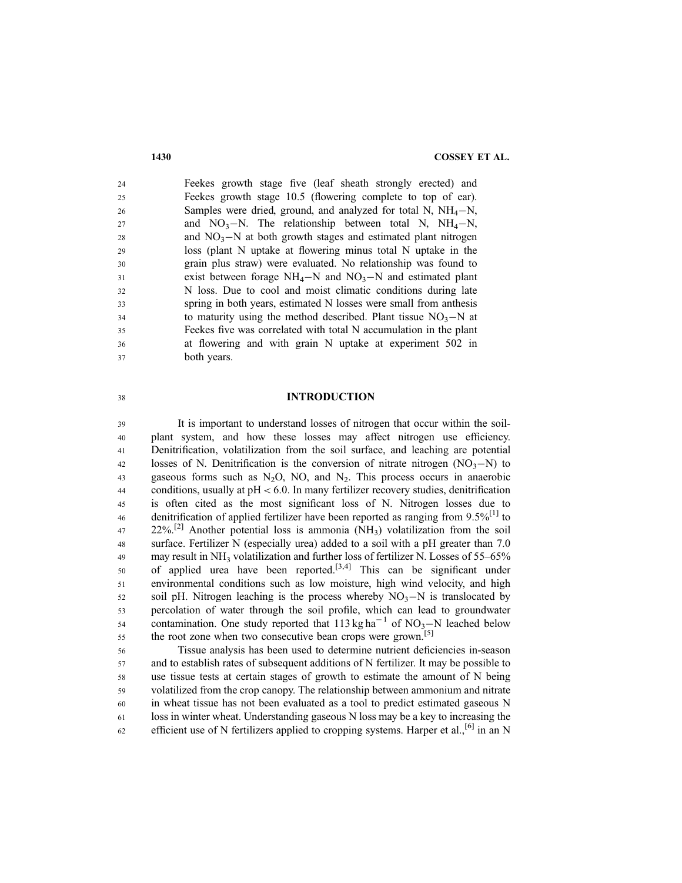Feekes growth stage five (leaf sheath strongly erected) and Feekes growth stage 10.5 (flowering complete to top of ear). Samples were dried, ground, and analyzed for total N, $NH_4-N$, and $NO_3-N$. The relationship between total N, $NH_4-N$, and $NO_3-N$ at both growth stages and estimated plant nitrogen loss (plant N uptake at flowering minus total N uptake in the grain plus straw) were evaluated. No relationship was found to exist between forage $NH_4-N$ and $NO_3-N$ and estimated plant N loss. Due to cool and moist climatic conditions during late spring in both years, estimated N losses were small from anthesis to maturity using the method described. Plant tissue $NO_3-N$ at Feekes five was correlated with total N accumulation in the plant at flowering and with grain N uptake at experiment 502 in both years.

## INTRODUCTION

It is important to understand losses of nitrogen that occur within the soil-plant system, and how these losses may affect nitrogen use efficiency. Denitrification, volatilization from the soil surface, and leaching are potential losses of N. Denitrification is the conversion of nitrate nitrogen ($NO_3-N$) to gaseous forms such as $N_2O$, NO, and $N_2$. This process occurs in anaerobic conditions, usually at pH < 6.0. In many fertilizer recovery studies, denitrification is often cited as the most significant loss of N. Nitrogen losses due to denitrification of applied fertilizer have been reported as ranging from 9.5%[1] to 22%.[2] Another potential loss is ammonia ($NH_3$) volatilization from the soil surface. Fertilizer N (especially urea) added to a soil with a pH greater than 7.0 may result in $NH_3$ volatilization and further loss of fertilizer N. Losses of 55–65% of applied urea have been reported.[3,4] This can be significant under environmental conditions such as low moisture, high wind velocity, and high soil pH. Nitrogen leaching is the process whereby $NO_3-N$ is translocated by percolation of water through the soil profile, which can lead to groundwater contamination. One study reported that 113 kg $ha^{-1}$ of $NO_3-N$ leached below the root zone when two consecutive bean crops were grown.[5]

Tissue analysis has been used to determine nutrient deficiencies in-season and to establish rates of subsequent additions of N fertilizer. It may be possible to use tissue tests at certain stages of growth to estimate the amount of N being volatilized from the crop canopy. The relationship between ammonium and nitrate in wheat tissue has not been evaluated as a tool to predict estimated gaseous N loss in winter wheat. Understanding gaseous N loss may be a key to increasing the efficient use of N fertilizers applied to cropping systems. Harper et al.,[6] in an N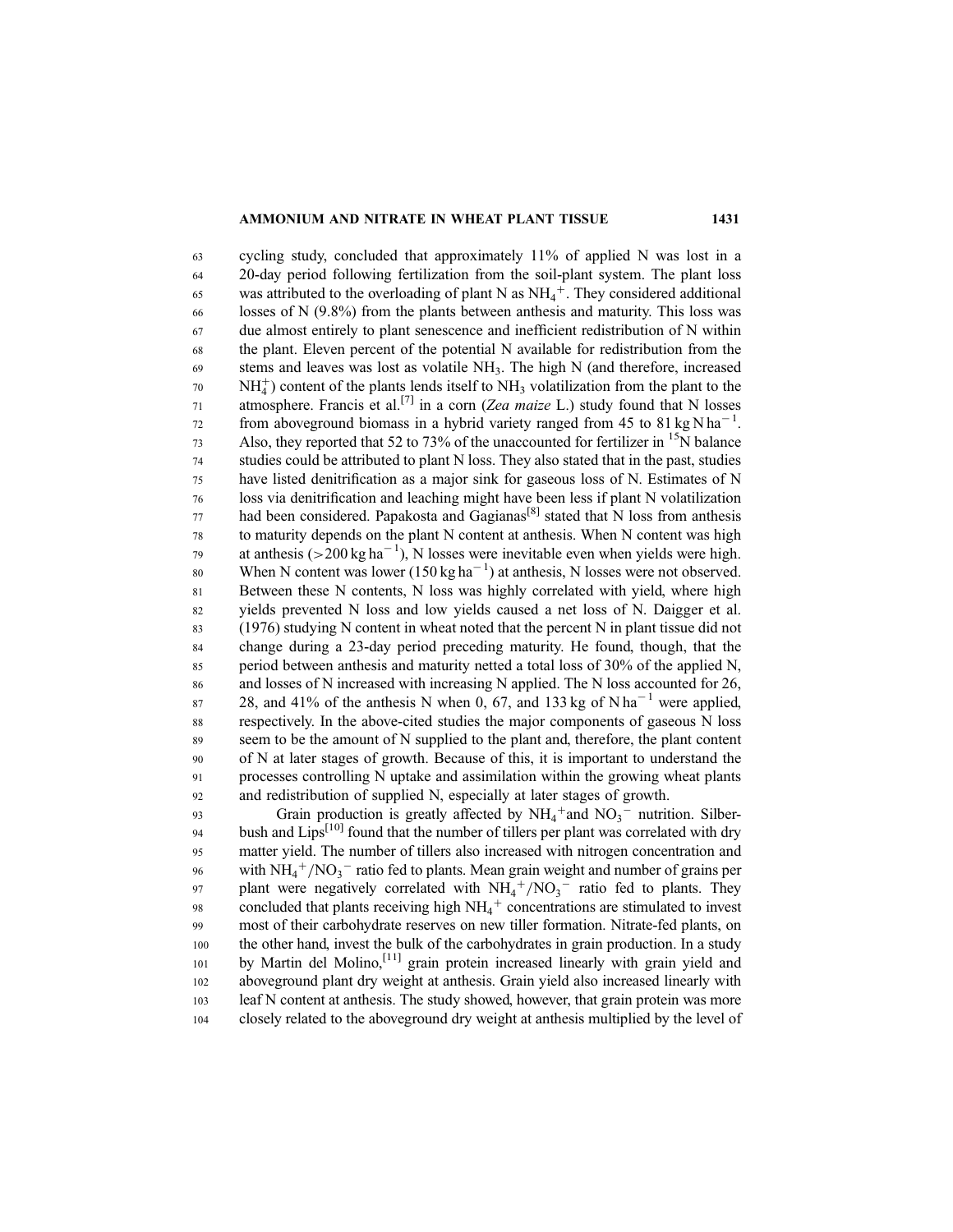cycling study, concluded that approximately 11% of applied N was lost in a 20-day period following fertilization from the soil-plant system. The plant loss was attributed to the overloading of plant N as $NH_4^+$. They considered additional losses of N (9.8%) from the plants between anthesis and maturity. This loss was due almost entirely to plant senescence and inefficient redistribution of N within the plant. Eleven percent of the potential N available for redistribution from the stems and leaves was lost as volatile $NH_3$. The high N (and therefore, increased $NH_4^+$) content of the plants lends itself to $NH_3$ volatilization from the plant to the atmosphere. Francis et al.[7] in a corn (*Zea maize* L.) study found that N losses from aboveground biomass in a hybrid variety ranged from 45 to 81 $kg\,N\,ha^{-1}$. Also, they reported that 52 to 73% of the unaccounted for fertilizer in $^{15}N$ balance studies could be attributed to plant N loss. They also stated that in the past, studies have listed denitrification as a major sink for gaseous loss of N. Estimates of N loss via denitrification and leaching might have been less if plant N volatilization had been considered. Papakosta and Gagianas[8] stated that N loss from anthesis to maturity depends on the plant N content at anthesis. When N content was high at anthesis ($>200\,kg\,ha^{-1}$), N losses were inevitable even when yields were high. When N content was lower ($150\,kg\,ha^{-1}$) at anthesis, N losses were not observed. Between these N contents, N loss was highly correlated with yield, where high yields prevented N loss and low yields caused a net loss of N. Daigger et al. (1976) studying N content in wheat noted that the percent N in plant tissue did not change during a 23-day period preceding maturity. He found, though, that the period between anthesis and maturity netted a total loss of 30% of the applied N, and losses of N increased with increasing N applied. The N loss accounted for 26, 28, and 41% of the anthesis N when 0, 67, and 133 kg of $N\,ha^{-1}$ were applied, respectively. In the above-cited studies the major components of gaseous N loss seem to be the amount of N supplied to the plant and, therefore, the plant content of N at later stages of growth. Because of this, it is important to understand the processes controlling N uptake and assimilation within the growing wheat plants and redistribution of supplied N, especially at later stages of growth.

Grain production is greatly affected by $NH_4^+$ and $NO_3^-$ nutrition. Silberbush and Lips[10] found that the number of tillers per plant was correlated with dry matter yield. The number of tillers also increased with nitrogen concentration and with $NH_4^+/NO_3^-$ ratio fed to plants. Mean grain weight and number of grains per plant were negatively correlated with $NH_4^+/NO_3^-$ ratio fed to plants. They concluded that plants receiving high $NH_4^+$ concentrations are stimulated to invest most of their carbohydrate reserves on new tiller formation. Nitrate-fed plants, on the other hand, invest the bulk of the carbohydrates in grain production. In a study by Martin del Molino,[11] grain protein increased linearly with grain yield and aboveground plant dry weight at anthesis. Grain yield also increased linearly with leaf N content at anthesis. The study showed, however, that grain protein was more closely related to the aboveground dry weight at anthesis multiplied by the level of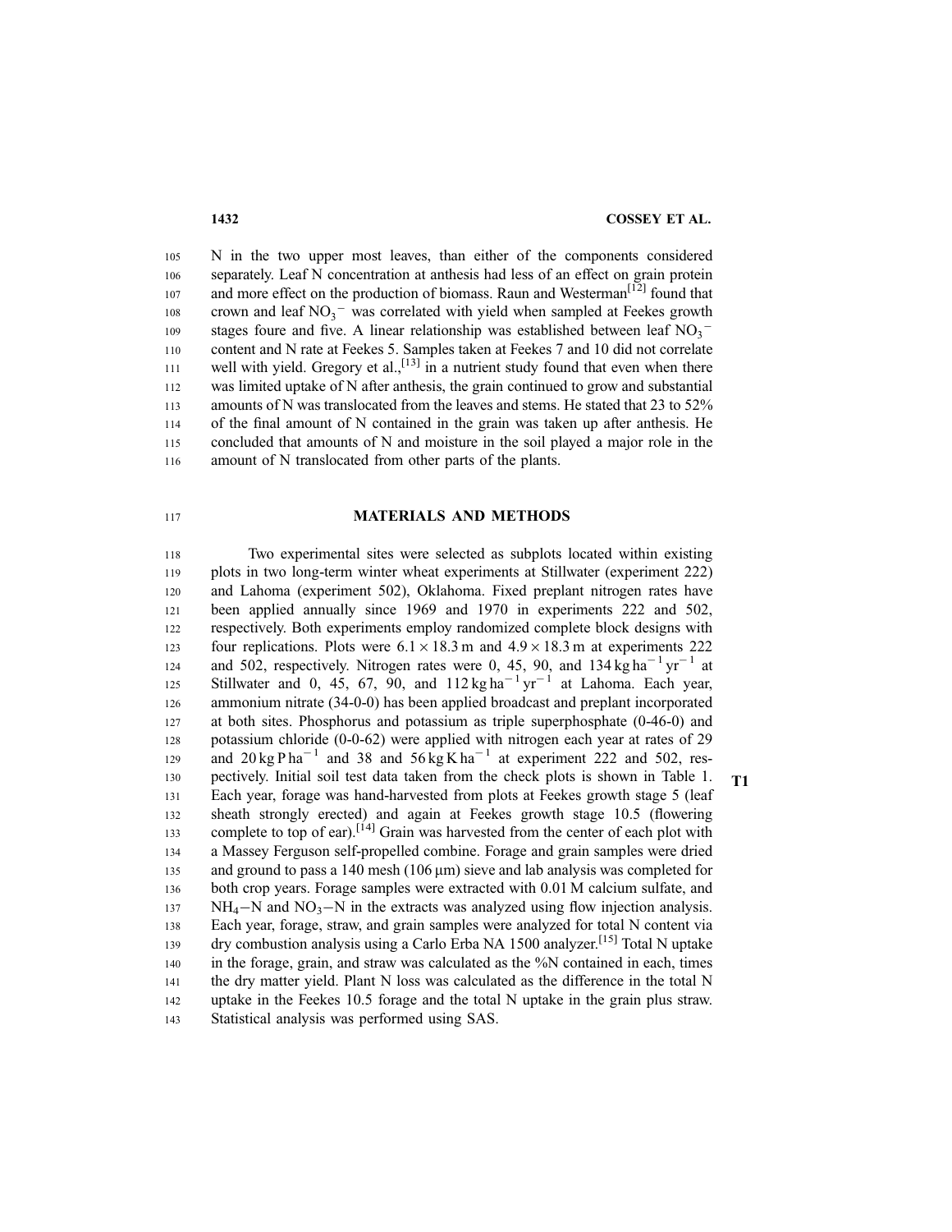N in the two upper most leaves, than either of the components considered separately. Leaf N concentration at anthesis had less of an effect on grain protein and more effect on the production of biomass. Raun and Westerman[12] found that crown and leaf $NO_3^-$ was correlated with yield when sampled at Feekes growth stages foure and five. A linear relationship was established between leaf $NO_3^-$ content and N rate at Feekes 5. Samples taken at Feekes 7 and 10 did not correlate well with yield. Gregory et al.,[13] in a nutrient study found that even when there was limited uptake of N after anthesis, the grain continued to grow and substantial amounts of N was translocated from the leaves and stems. He stated that 23 to 52% of the final amount of N contained in the grain was taken up after anthesis. He concluded that amounts of N and moisture in the soil played a major role in the amount of N translocated from other parts of the plants.

## MATERIALS AND METHODS

Two experimental sites were selected as subplots located within existing plots in two long-term winter wheat experiments at Stillwater (experiment 222) and Lahoma (experiment 502), Oklahoma. Fixed preplant nitrogen rates have been applied annually since 1969 and 1970 in experiments 222 and 502, respectively. Both experiments employ randomized complete block designs with four replications. Plots were $6.1 \times 18.3$ m and $4.9 \times 18.3$ m at experiments 222 and 502, respectively. Nitrogen rates were 0, 45, 90, and 134 kg $ha^{-1}$ $yr^{-1}$ at Stillwater and 0, 45, 67, 90, and 112 kg $ha^{-1}$ $yr^{-1}$ at Lahoma. Each year, ammonium nitrate (34-0-0) has been applied broadcast and preplant incorporated at both sites. Phosphorus and potassium as triple superphosphate (0-46-0) and potassium chloride (0-0-62) were applied with nitrogen each year at rates of 29 and 20 kg P $ha^{-1}$ and 38 and 56 kg K $ha^{-1}$ at experiment 222 and 502, respectively. Initial soil test data taken from the check plots is shown in Table 1. Each year, forage was hand-harvested from plots at Feekes growth stage 5 (leaf sheath strongly erected) and again at Feekes growth stage 10.5 (flowering complete to top of ear).[14] Grain was harvested from the center of each plot with a Massey Ferguson self-propelled combine. Forage and grain samples were dried and ground to pass a 140 mesh (106 μm) sieve and lab analysis was completed for both crop years. Forage samples were extracted with 0.01 M calcium sulfate, and $NH_4$−N and $NO_3$−N in the extracts was analyzed using flow injection analysis. Each year, forage, straw, and grain samples were analyzed for total N content via dry combustion analysis using a Carlo Erba NA 1500 analyzer.[15] Total N uptake in the forage, grain, and straw was calculated as the %N contained in each, times the dry matter yield. Plant N loss was calculated as the difference in the total N uptake in the Feekes 10.5 forage and the total N uptake in the grain plus straw. Statistical analysis was performed using SAS.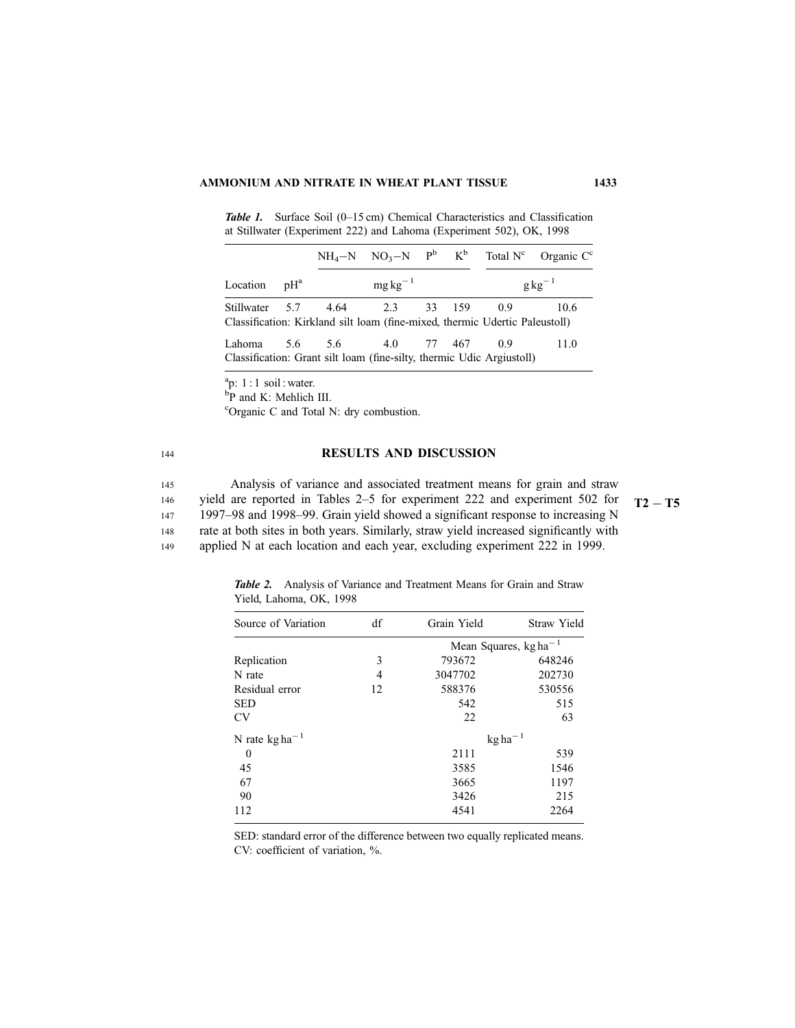*Table 1.* Surface Soil (0–15 cm) Chemical Characteristics and Classification at Stillwater (Experiment 222) and Lahoma (Experiment 502), OK, 1998

| | | $NH_4$–N | $NO_3$–N | P[b] | K[b] | Total N[c] | Organic C[c] |
|---|---|---|---|---|---|---|---|
| Location | pH[a] | | $mg\,kg^{-1}$ | | | $g\,kg^{-1}$ | |
| Stillwater | 5.7 | 4.64 | 2.3 | 33 | 159 | 0.9 | 10.6 |
| Classification: Kirkland silt loam (fine-mixed, thermic Udertic Paleustoll) | | | | | | | |
| Lahoma | 5.6 | 5.6 | 4.0 | 77 | 467 | 0.9 | 11.0 |
| Classification: Grant silt loam (fine-silty, thermic Udic Argiustoll) | | | | | | | |

[a]p: 1 : 1 soil : water.
[b]P and K: Mehlich III.
[c]Organic C and Total N: dry combustion.

## RESULTS AND DISCUSSION

Analysis of variance and associated treatment means for grain and straw yield are reported in Tables 2–5 for experiment 222 and experiment 502 for 1997–98 and 1998–99. Grain yield showed a significant response to increasing N rate at both sites in both years. Similarly, straw yield increased significantly with applied N at each location and each year, excluding experiment 222 in 1999.

*Table 2.* Analysis of Variance and Treatment Means for Grain and Straw Yield, Lahoma, OK, 1998

| Source of Variation | df | Grain Yield | Straw Yield |
|---|---|---|---|
| | | Mean Squares, $kg\,ha^{-1}$ | |
| Replication | 3 | 793672 | 648246 |
| N rate | 4 | 3047702 | 202730 |
| Residual error | 12 | 588376 | 530556 |
| SED | | 542 | 515 |
| CV | | 22 | 63 |
| N rate $kg\,ha^{-1}$ | | $kg\,ha^{-1}$ | |
| 0 | | 2111 | 539 |
| 45 | | 3585 | 1546 |
| 67 | | 3665 | 1197 |
| 90 | | 3426 | 215 |
| 112 | | 4541 | 2264 |

SED: standard error of the difference between two equally replicated means.
CV: coefficient of variation, %.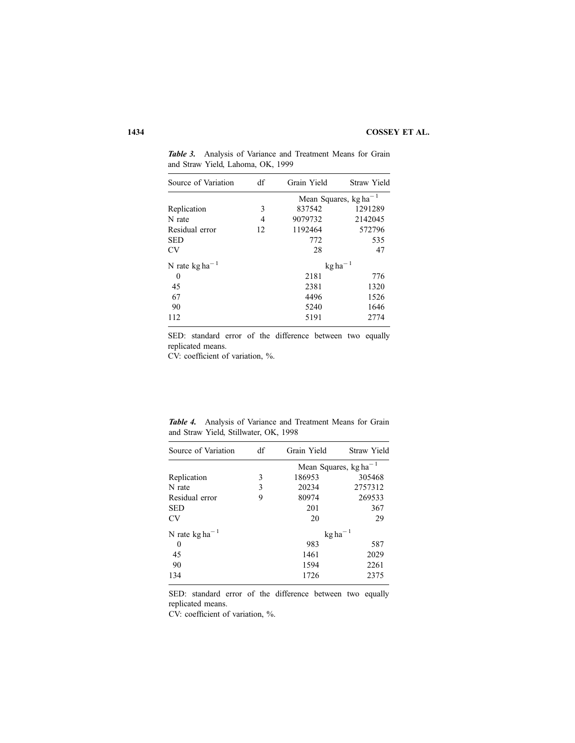*Table 3.* Analysis of Variance and Treatment Means for Grain and Straw Yield, Lahoma, OK, 1999

| Source of Variation | df | Grain Yield | Straw Yield |
|---|---|---|---|
| | | Mean Squares, kg ha$^{-1}$ | |
| Replication | 3 | 837542 | 1291289 |
| N rate | 4 | 9079732 | 2142045 |
| Residual error | 12 | 1192464 | 572796 |
| SED | | 772 | 535 |
| CV | | 28 | 47 |
| N rate kg ha$^{-1}$ | | kg ha$^{-1}$ | |
| 0 | | 2181 | 776 |
| 45 | | 2381 | 1320 |
| 67 | | 4496 | 1526 |
| 90 | | 5240 | 1646 |
| 112 | | 5191 | 2774 |

SED: standard error of the difference between two equally replicated means.
CV: coefficient of variation, %.

*Table 4.* Analysis of Variance and Treatment Means for Grain and Straw Yield, Stillwater, OK, 1998

| Source of Variation | df | Grain Yield | Straw Yield |
|---|---|---|---|
| | | Mean Squares, kg ha$^{-1}$ | |
| Replication | 3 | 186953 | 305468 |
| N rate | 3 | 20234 | 2757312 |
| Residual error | 9 | 80974 | 269533 |
| SED | | 201 | 367 |
| CV | | 20 | 29 |
| N rate kg ha$^{-1}$ | | kg ha$^{-1}$ | |
| 0 | | 983 | 587 |
| 45 | | 1461 | 2029 |
| 90 | | 1594 | 2261 |
| 134 | | 1726 | 2375 |

SED: standard error of the difference between two equally replicated means.
CV: coefficient of variation, %.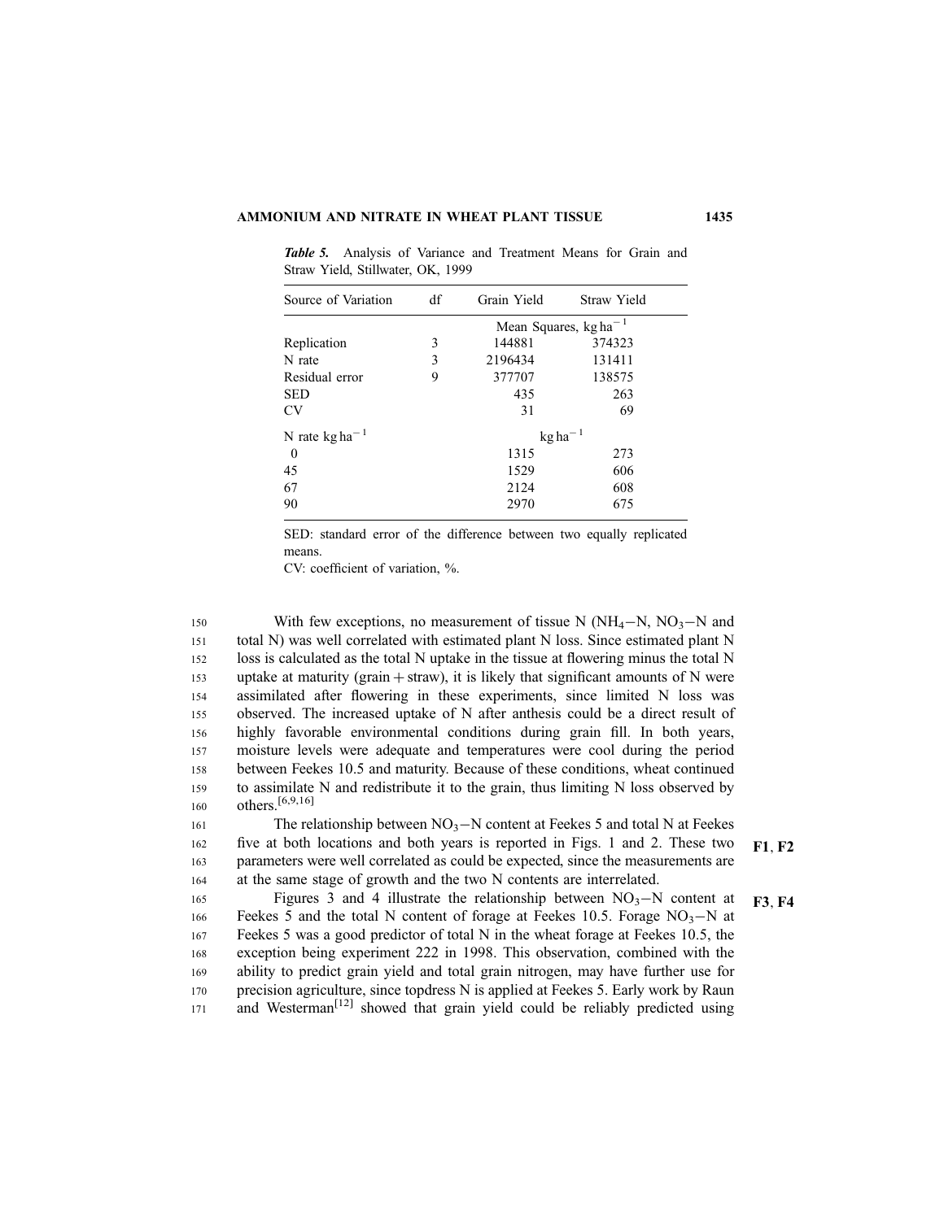*Table 5.* Analysis of Variance and Treatment Means for Grain and Straw Yield, Stillwater, OK, 1999

| Source of Variation | df | Grain Yield | Straw Yield |
|---|---|---|---|
| | | Mean Squares, kg ha$^{-1}$ | |
| Replication | 3 | 144881 | 374323 |
| N rate | 3 | 2196434 | 131411 |
| Residual error | 9 | 377707 | 138575 |
| SED | | 435 | 263 |
| CV | | 31 | 69 |
| N rate kg ha$^{-1}$ | | kg ha$^{-1}$ | |
| 0 | | 1315 | 273 |
| 45 | | 1529 | 606 |
| 67 | | 2124 | 608 |
| 90 | | 2970 | 675 |

SED: standard error of the difference between two equally replicated means.
CV: coefficient of variation, %.

With few exceptions, no measurement of tissue N ($NH_4$–N, $NO_3$–N and total N) was well correlated with estimated plant N loss. Since estimated plant N loss is calculated as the total N uptake in the tissue at flowering minus the total N uptake at maturity (grain + straw), it is likely that significant amounts of N were assimilated after flowering in these experiments, since limited N loss was observed. The increased uptake of N after anthesis could be a direct result of highly favorable environmental conditions during grain fill. In both years, moisture levels were adequate and temperatures were cool during the period between Feekes 10.5 and maturity. Because of these conditions, wheat continued to assimilate N and redistribute it to the grain, thus limiting N loss observed by others.[6,9,16]

The relationship between $NO_3$–N content at Feekes 5 and total N at Feekes five at both locations and both years is reported in Figs. 1 and 2. These two parameters were well correlated as could be expected, since the measurements are at the same stage of growth and the two N contents are interrelated.

Figures 3 and 4 illustrate the relationship between $NO_3$–N content at Feekes 5 and the total N content of forage at Feekes 10.5. Forage $NO_3$–N at Feekes 5 was a good predictor of total N in the wheat forage at Feekes 10.5, the exception being experiment 222 in 1998. This observation, combined with the ability to predict grain yield and total grain nitrogen, may have further use for precision agriculture, since topdress N is applied at Feekes 5. Early work by Raun and Westerman[12] showed that grain yield could be reliably predicted using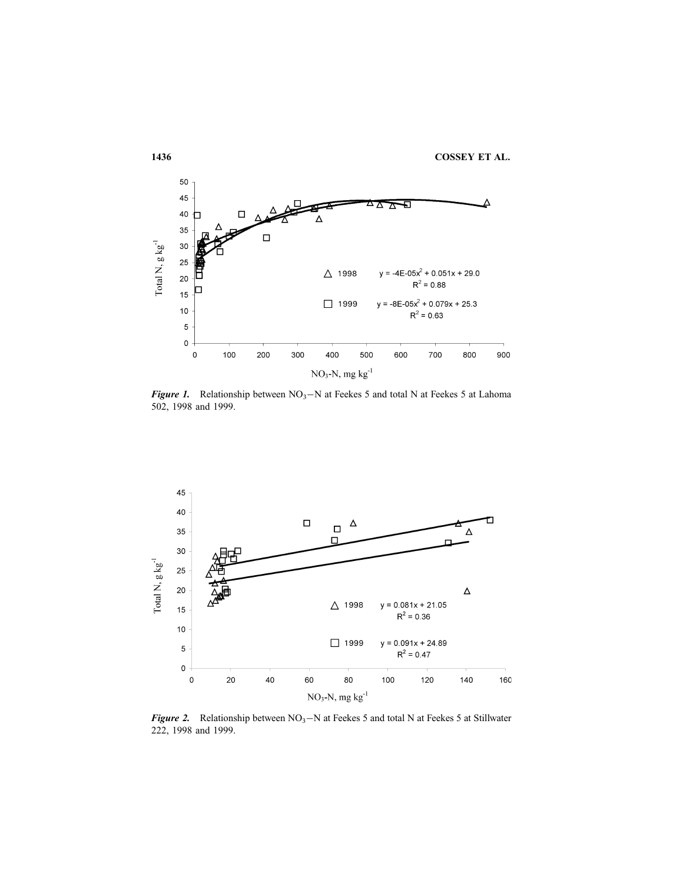*Figure 1.* Relationship between $NO_3$−N at Feekes 5 and total N at Feekes 5 at Lahoma 502, 1998 and 1999.

*Figure 2.* Relationship between $NO_3$−N at Feekes 5 and total N at Feekes 5 at Stillwater 222, 1998 and 1999.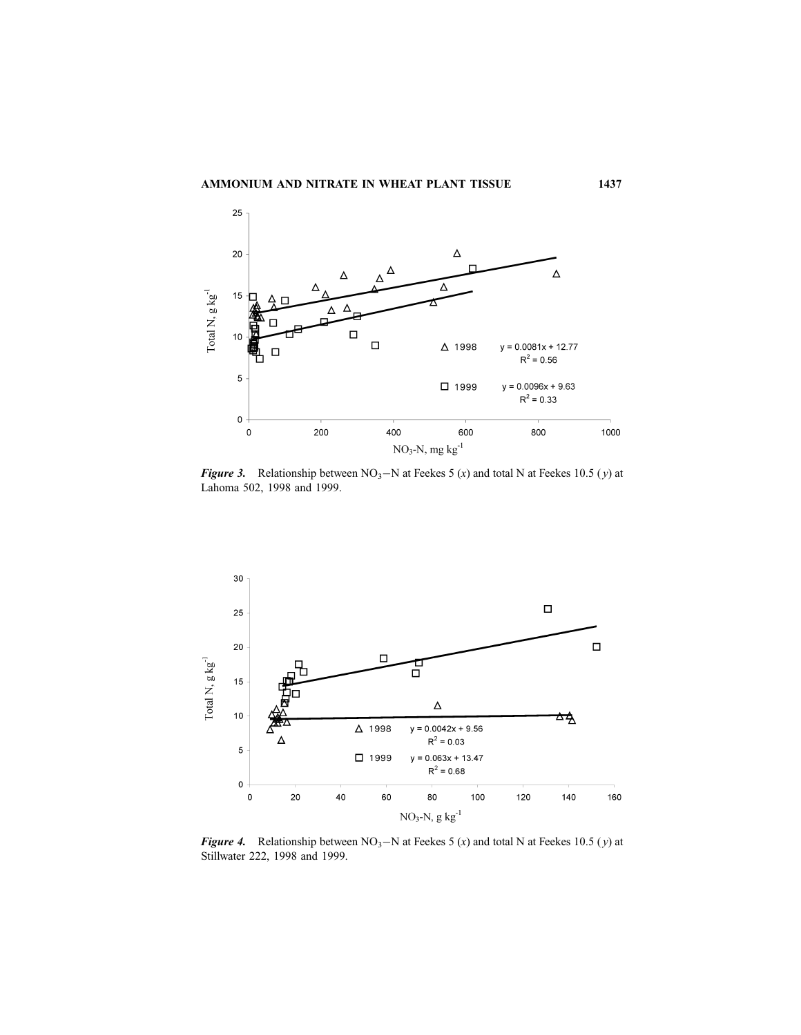*Figure 3.* Relationship between $NO_3-N$ at Feekes 5 ($x$) and total N at Feekes 10.5 ($y$) at Lahoma 502, 1998 and 1999.

*Figure 4.* Relationship between $NO_3-N$ at Feekes 5 ($x$) and total N at Feekes 10.5 ($y$) at Stillwater 222, 1998 and 1999.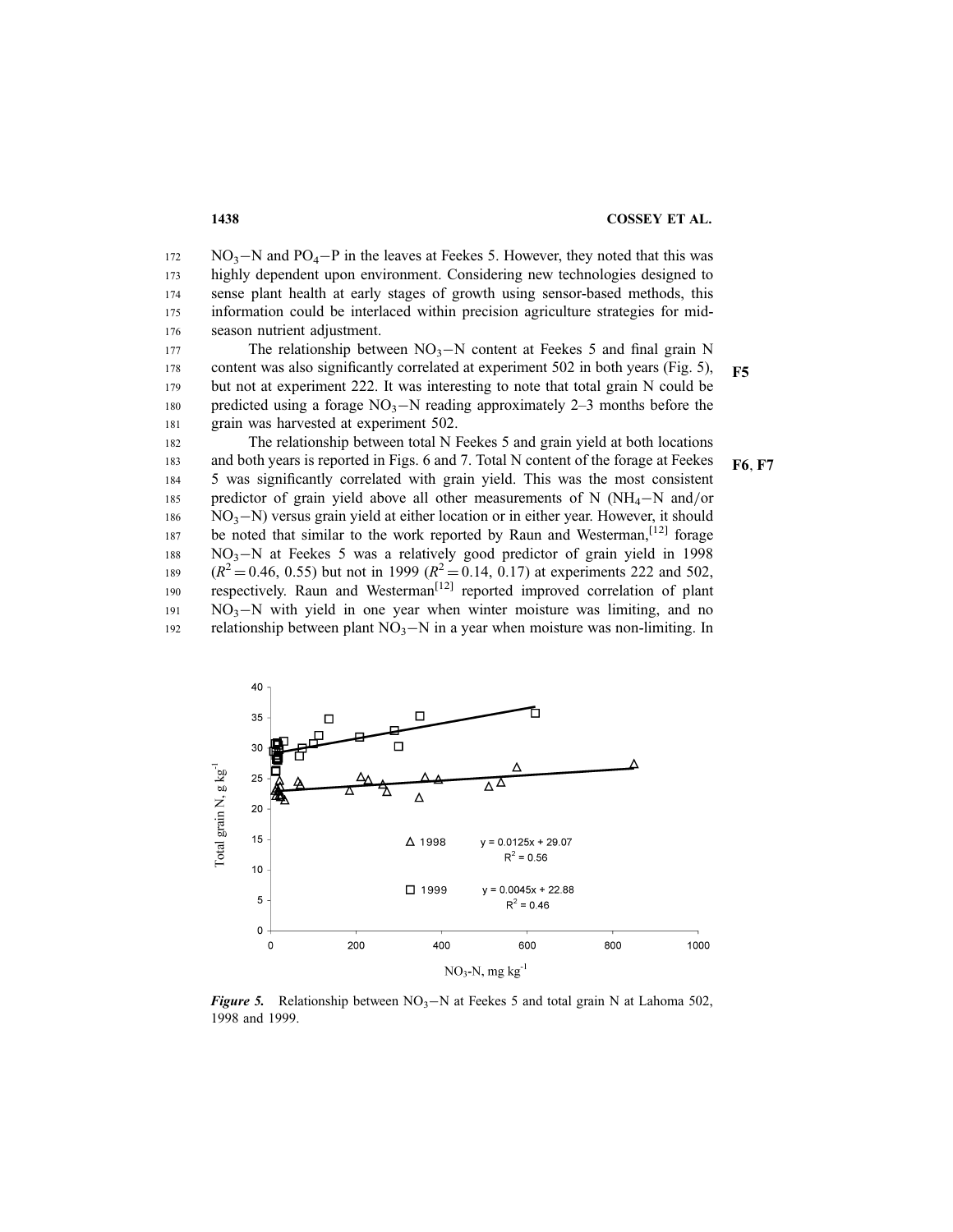$NO_3$−N and $PO_4$−P in the leaves at Feekes 5. However, they noted that this was highly dependent upon environment. Considering new technologies designed to sense plant health at early stages of growth using sensor-based methods, this information could be interlaced within precision agriculture strategies for mid-season nutrient adjustment.

The relationship between $NO_3$−N content at Feekes 5 and final grain N content was also significantly correlated at experiment 502 in both years (Fig. 5), but not at experiment 222. It was interesting to note that total grain N could be predicted using a forage $NO_3$−N reading approximately 2–3 months before the grain was harvested at experiment 502.

The relationship between total N Feekes 5 and grain yield at both locations and both years is reported in Figs. 6 and 7. Total N content of the forage at Feekes 5 was significantly correlated with grain yield. This was the most consistent predictor of grain yield above all other measurements of N ($NH_4$−N and/or $NO_3$−N) versus grain yield at either location or in either year. However, it should be noted that similar to the work reported by Raun and Westerman,[12] forage $NO_3$−N at Feekes 5 was a relatively good predictor of grain yield in 1998 ($R^2 = 0.46$, 0.55) but not in 1999 ($R^2 = 0.14$, 0.17) at experiments 222 and 502, respectively. Raun and Westerman[12] reported improved correlation of plant $NO_3$−N with yield in one year when winter moisture was limiting, and no relationship between plant $NO_3$−N in a year when moisture was non-limiting. In

*Figure 5.* Relationship between $NO_3$−N at Feekes 5 and total grain N at Lahoma 502, 1998 and 1999.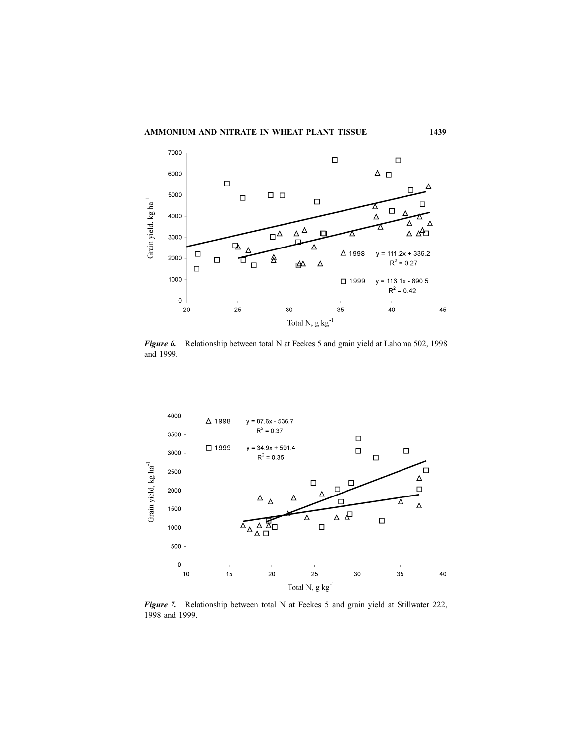*Figure 6.* Relationship between total N at Feekes 5 and grain yield at Lahoma 502, 1998 and 1999.

*Figure 7.* Relationship between total N at Feekes 5 and grain yield at Stillwater 222, 1998 and 1999.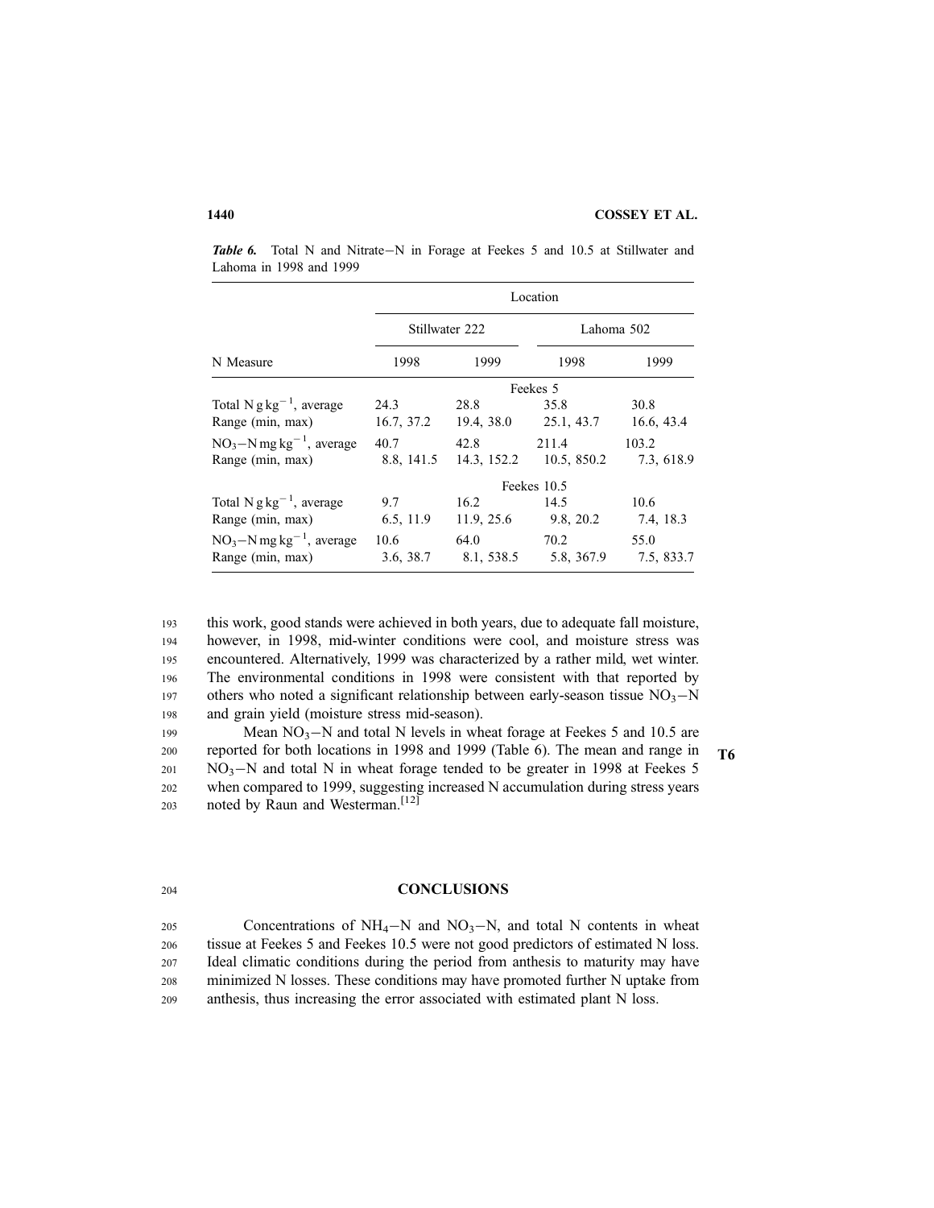*Table 6.* Total N and Nitrate−N in Forage at Feekes 5 and 10.5 at Stillwater and Lahoma in 1998 and 1999

| N Measure | Stillwater 222 | | Lahoma 502 | |
|---|---|---|---|---|
| | 1998 | 1999 | 1998 | 1999 |
| | Feekes 5 | | | |
| Total N $g\,kg^{-1}$, average | 24.3 | 28.8 | 35.8 | 30.8 |
| Range (min, max) | 16.7, 37.2 | 19.4, 38.0 | 25.1, 43.7 | 16.6, 43.4 |
| $NO_3$−N $mg\,kg^{-1}$, average | 40.7 | 42.8 | 211.4 | 103.2 |
| Range (min, max) | 8.8, 141.5 | 14.3, 152.2 | 10.5, 850.2 | 7.3, 618.9 |
| | Feekes 10.5 | | | |
| Total N $g\,kg^{-1}$, average | 9.7 | 16.2 | 14.5 | 10.6 |
| Range (min, max) | 6.5, 11.9 | 11.9, 25.6 | 9.8, 20.2 | 7.4, 18.3 |
| $NO_3$−N $mg\,kg^{-1}$, average | 10.6 | 64.0 | 70.2 | 55.0 |
| Range (min, max) | 3.6, 38.7 | 8.1, 538.5 | 5.8, 367.9 | 7.5, 833.7 |

this work, good stands were achieved in both years, due to adequate fall moisture, however, in 1998, mid-winter conditions were cool, and moisture stress was encountered. Alternatively, 1999 was characterized by a rather mild, wet winter. The environmental conditions in 1998 were consistent with that reported by others who noted a significant relationship between early-season tissue $NO_3$−N and grain yield (moisture stress mid-season).

Mean $NO_3$−N and total N levels in wheat forage at Feekes 5 and 10.5 are reported for both locations in 1998 and 1999 (Table 6). The mean and range in $NO_3$−N and total N in wheat forage tended to be greater in 1998 at Feekes 5 when compared to 1999, suggesting increased N accumulation during stress years noted by Raun and Westerman.[12]

## CONCLUSIONS

Concentrations of $NH_4$−N and $NO_3$−N, and total N contents in wheat tissue at Feekes 5 and Feekes 10.5 were not good predictors of estimated N loss. Ideal climatic conditions during the period from anthesis to maturity may have minimized N losses. These conditions may have promoted further N uptake from anthesis, thus increasing the error associated with estimated plant N loss.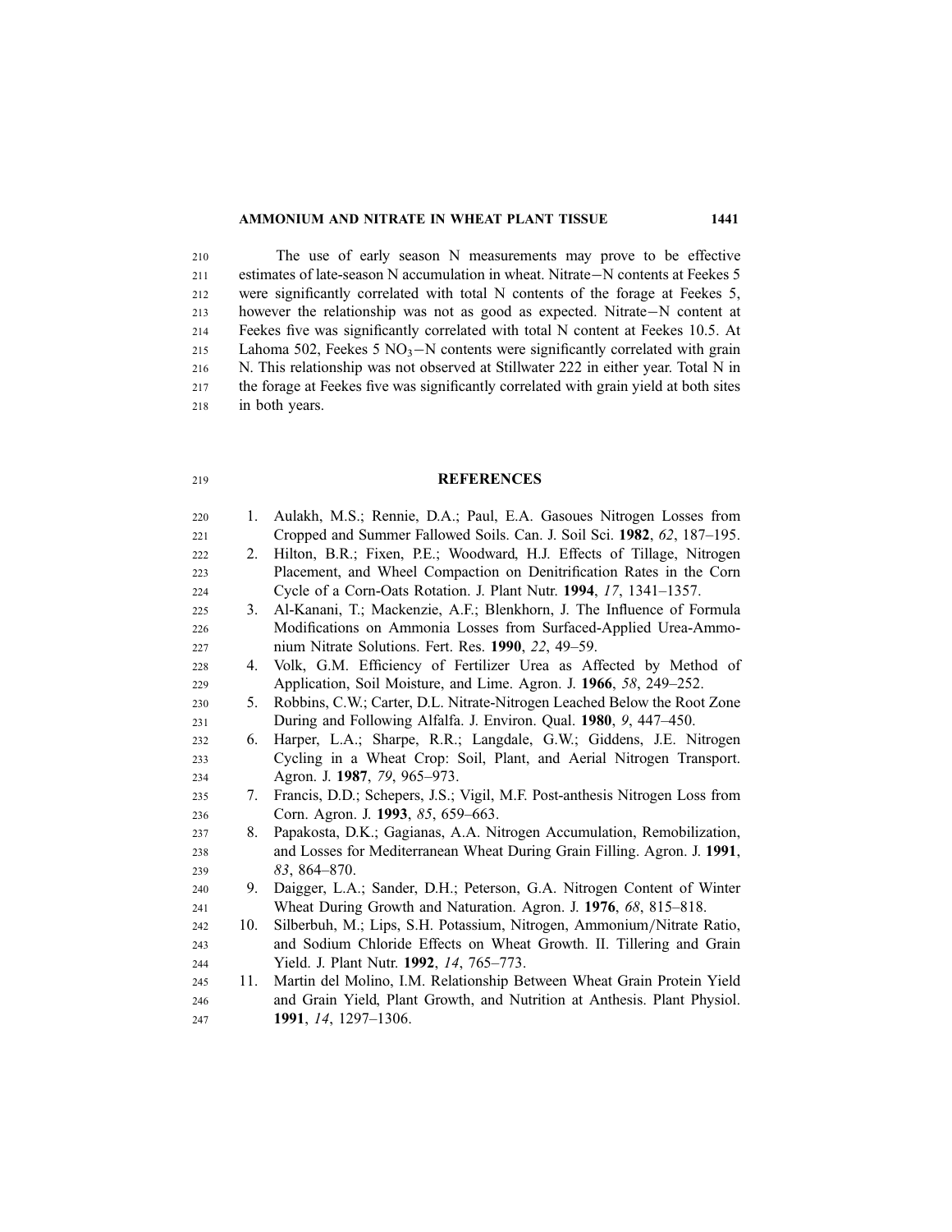The use of early season N measurements may prove to be effective estimates of late-season N accumulation in wheat. Nitrate−N contents at Feekes 5 were significantly correlated with total N contents of the forage at Feekes 5, however the relationship was not as good as expected. Nitrate−N content at Feekes five was significantly correlated with total N content at Feekes 10.5. At Lahoma 502, Feekes 5 $NO_3$−N contents were significantly correlated with grain N. This relationship was not observed at Stillwater 222 in either year. Total N in the forage at Feekes five was significantly correlated with grain yield at both sites in both years.

## REFERENCES

1. Aulakh, M.S.; Rennie, D.A.; Paul, E.A. Gasoues Nitrogen Losses from Cropped and Summer Fallowed Soils. Can. J. Soil Sci. **1982**, *62*, 187–195.
2. Hilton, B.R.; Fixen, P.E.; Woodward, H.J. Effects of Tillage, Nitrogen Placement, and Wheel Compaction on Denitrification Rates in the Corn Cycle of a Corn-Oats Rotation. J. Plant Nutr. **1994**, *17*, 1341–1357.
3. Al-Kanani, T.; Mackenzie, A.F.; Blenkhorn, J. The Influence of Formula Modifications on Ammonia Losses from Surfaced-Applied Urea-Ammonium Nitrate Solutions. Fert. Res. **1990**, *22*, 49–59.
4. Volk, G.M. Efficiency of Fertilizer Urea as Affected by Method of Application, Soil Moisture, and Lime. Agron. J. **1966**, *58*, 249–252.
5. Robbins, C.W.; Carter, D.L. Nitrate-Nitrogen Leached Below the Root Zone During and Following Alfalfa. J. Environ. Qual. **1980**, *9*, 447–450.
6. Harper, L.A.; Sharpe, R.R.; Langdale, G.W.; Giddens, J.E. Nitrogen Cycling in a Wheat Crop: Soil, Plant, and Aerial Nitrogen Transport. Agron. J. **1987**, *79*, 965–973.
7. Francis, D.D.; Schepers, J.S.; Vigil, M.F. Post-anthesis Nitrogen Loss from Corn. Agron. J. **1993**, *85*, 659–663.
8. Papakosta, D.K.; Gagianas, A.A. Nitrogen Accumulation, Remobilization, and Losses for Mediterranean Wheat During Grain Filling. Agron. J. **1991**, *83*, 864–870.
9. Daigger, L.A.; Sander, D.H.; Peterson, G.A. Nitrogen Content of Winter Wheat During Growth and Naturation. Agron. J. **1976**, *68*, 815–818.
10. Silberbuh, M.; Lips, S.H. Potassium, Nitrogen, Ammonium/Nitrate Ratio, and Sodium Chloride Effects on Wheat Growth. II. Tillering and Grain Yield. J. Plant Nutr. **1992**, *14*, 765–773.
11. Martin del Molino, I.M. Relationship Between Wheat Grain Protein Yield and Grain Yield, Plant Growth, and Nutrition at Anthesis. Plant Physiol. **1991**, *14*, 1297–1306.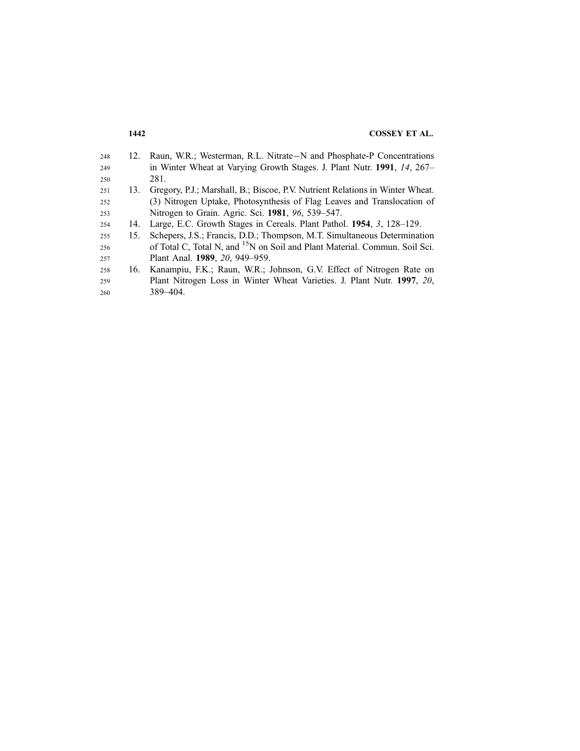12. Raun, W.R.; Westerman, R.L. Nitrate−N and Phosphate-P Concentrations in Winter Wheat at Varying Growth Stages. J. Plant Nutr. **1991**, *14*, 267–281.
13. Gregory, P.J.; Marshall, B.; Biscoe, P.V. Nutrient Relations in Winter Wheat. (3) Nitrogen Uptake, Photosynthesis of Flag Leaves and Translocation of Nitrogen to Grain. Agric. Sci. **1981**, *96*, 539–547.
14. Large, E.C. Growth Stages in Cereals. Plant Pathol. **1954**, *3*, 128–129.
15. Schepers, J.S.; Francis, D.D.; Thompson, M.T. Simultaneous Determination of Total C, Total N, and $^{15}N$ on Soil and Plant Material. Commun. Soil Sci. Plant Anal. **1989**, *20*, 949–959.
16. Kanampiu, F.K.; Raun, W.R.; Johnson, G.V. Effect of Nitrogen Rate on Plant Nitrogen Loss in Winter Wheat Varieties. J. Plant Nutr. **1997**, *20*, 389–404.